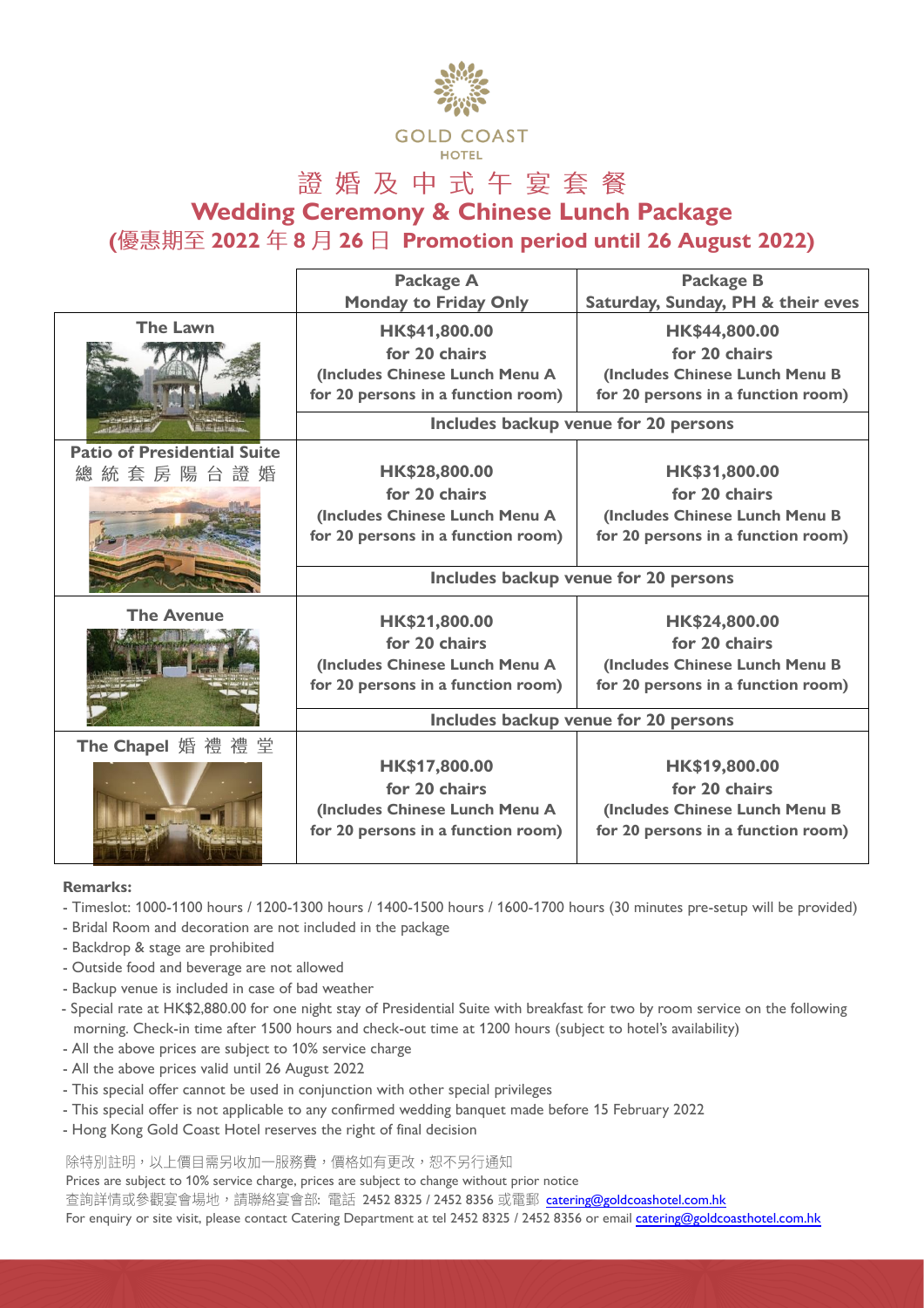GOLD COAST HOTEL

# 證婚及中式午宴套餐

# Wedding Ceremony & Chinese Lunch Package

## (優惠期至 2022 年 8 月 26 日 Promotion period until 26 August 2022)

| | Package A<br>Monday to Friday Only | Package B<br>Saturday, Sunday, PH & their eves |
|---|---|---|
| The Lawn | HK$41,800.00<br>for 20 chairs<br>(Includes Chinese Lunch Menu A for 20 persons in a function room) | HK$44,800.00<br>for 20 chairs<br>(Includes Chinese Lunch Menu B for 20 persons in a function room) |
| | Includes backup venue for 20 persons | |
| Patio of Presidential Suite<br>總統套房陽台證婚 | HK$28,800.00<br>for 20 chairs<br>(Includes Chinese Lunch Menu A for 20 persons in a function room) | HK$31,800.00<br>for 20 chairs<br>(Includes Chinese Lunch Menu B for 20 persons in a function room) |
| | Includes backup venue for 20 persons | |
| The Avenue | HK$21,800.00<br>for 20 chairs<br>(Includes Chinese Lunch Menu A for 20 persons in a function room) | HK$24,800.00<br>for 20 chairs<br>(Includes Chinese Lunch Menu B for 20 persons in a function room) |
| | Includes backup venue for 20 persons | |
| The Chapel 婚禮禮堂 | HK$17,800.00<br>for 20 chairs<br>(Includes Chinese Lunch Menu A for 20 persons in a function room) | HK$19,800.00<br>for 20 chairs<br>(Includes Chinese Lunch Menu B for 20 persons in a function room) |

**Remarks:**

- Timeslot: 1000-1100 hours / 1200-1300 hours / 1400-1500 hours / 1600-1700 hours (30 minutes pre-setup will be provided)
- Bridal Room and decoration are not included in the package
- Backdrop & stage are prohibited
- Outside food and beverage are not allowed
- Backup venue is included in case of bad weather
- Special rate at HK$2,880.00 for one night stay of Presidential Suite with breakfast for two by room service on the following morning. Check-in time after 1500 hours and check-out time at 1200 hours (subject to hotel's availability)
- All the above prices are subject to 10% service charge
- All the above prices valid until 26 August 2022
- This special offer cannot be used in conjunction with other special privileges
- This special offer is not applicable to any confirmed wedding banquet made before 15 February 2022
- Hong Kong Gold Coast Hotel reserves the right of final decision

除特別註明，以上價目需另收加一服務費，價格如有更改，恕不另行通知

Prices are subject to 10% service charge, prices are subject to change without prior notice

查詢詳情或參觀宴會場地，請聯絡宴會部: 電話 2452 8325 / 2452 8356 或電郵 catering@goldcoasthotel.com.hk

For enquiry or site visit, please contact Catering Department at tel 2452 8325 / 2452 8356 or email catering@goldcoasthotel.com.hk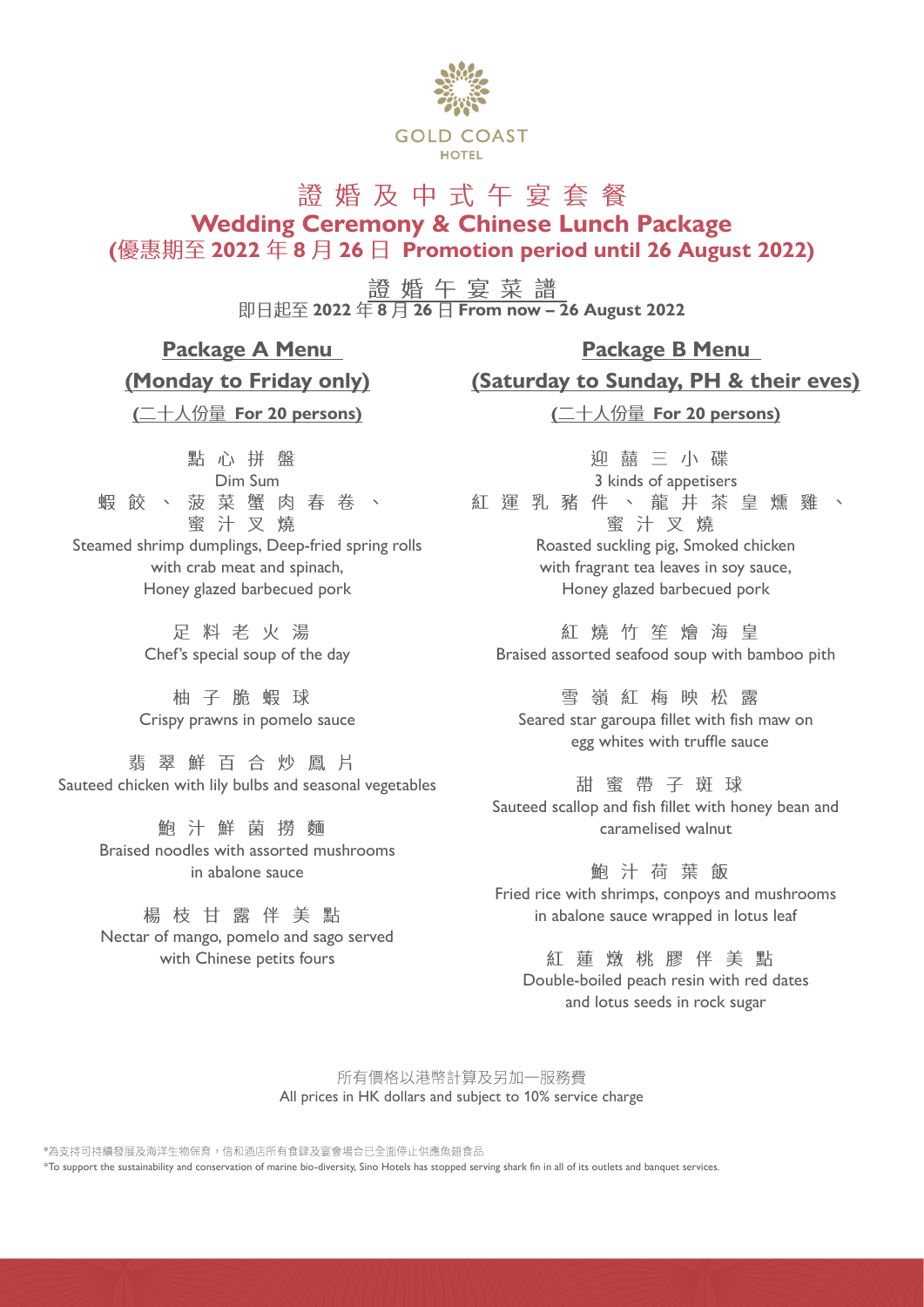GOLD COAST
HOTEL

# 證婚及中式午宴套餐
# Wedding Ceremony & Chinese Lunch Package
## (優惠期至 2022 年 8 月 26 日 Promotion period until 26 August 2022)

**證婚午宴菜譜**

即日起至 **2022** 年 **8** 月 **26** 日 **From now – 26 August 2022**

### Package A Menu
### (Monday to Friday only)
**(二十人份量 For 20 persons)**

點心拼盤
Dim Sum
蝦餃、菠菜蟹肉春卷、蜜汁叉燒
Steamed shrimp dumplings, Deep-fried spring rolls with crab meat and spinach, Honey glazed barbecued pork

足料老火湯
Chef's special soup of the day

柚子脆蝦球
Crispy prawns in pomelo sauce

翡翠鮮百合炒鳳片
Sauteed chicken with lily bulbs and seasonal vegetables

鮑汁鮮菌撈麵
Braised noodles with assorted mushrooms in abalone sauce

楊枝甘露伴美點
Nectar of mango, pomelo and sago served with Chinese petits fours

### Package B Menu
### (Saturday to Sunday, PH & their eves)
**(二十人份量 For 20 persons)**

迎囍三小碟
3 kinds of appetisers
紅運乳豬件、龍井茶皇燻雞、蜜汁叉燒
Roasted suckling pig, Smoked chicken with fragrant tea leaves in soy sauce, Honey glazed barbecued pork

紅燒竹笙燴海皇
Braised assorted seafood soup with bamboo pith

雪嶺紅梅映松露
Seared star garoupa fillet with fish maw on egg whites with truffle sauce

甜蜜帶子斑球
Sauteed scallop and fish fillet with honey bean and caramelised walnut

鮑汁荷葉飯
Fried rice with shrimps, conpoys and mushrooms in abalone sauce wrapped in lotus leaf

紅蓮燉桃膠伴美點
Double-boiled peach resin with red dates and lotus seeds in rock sugar

所有價格以港幣計算及另加一服務費
All prices in HK dollars and subject to 10% service charge

*為支持可持續發展及海洋生物保育，信和酒店所有食肆及宴會場合已全面停止供應魚翅食品
*To support the sustainability and conservation of marine bio-diversity, Sino Hotels has stopped serving shark fin in all of its outlets and banquet services.